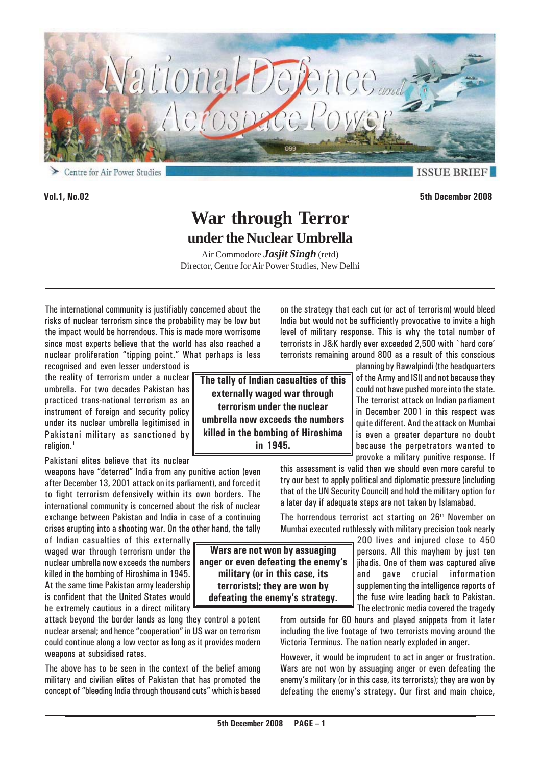Vol.1, No.02 | 5th December 2008

# War through Terror
## under the Nuclear Umbrella

Air Commodore ***Jasjit Singh*** (retd)
Director, Centre for Air Power Studies, New Delhi

---

The international community is justifiably concerned about the risks of nuclear terrorism since the probability may be low but the impact would be horrendous. This is made more worrisome since most experts believe that the world has also reached a nuclear proliferation "tipping point." What perhaps is less recognised and even lesser understood is the reality of terrorism under a nuclear umbrella. For two decades Pakistan has practiced trans-national terrorism as an instrument of foreign and security policy under its nuclear umbrella legitimised in Pakistani military as sanctioned by religion.[1]

**The tally of Indian casualties of this externally waged war through terrorism under the nuclear umbrella now exceeds the numbers killed in the bombing of Hiroshima in 1945.**

Pakistani elites believe that its nuclear weapons have "deterred" India from any punitive action (even after December 13, 2001 attack on its parliament), and forced it to fight terrorism defensively within its own borders. The international community is concerned about the risk of nuclear exchange between Pakistan and India in case of a continuing crises erupting into a shooting war. On the other hand, the tally of Indian casualties of this externally waged war through terrorism under the nuclear umbrella now exceeds the numbers killed in the bombing of Hiroshima in 1945. At the same time Pakistan army leadership is confident that the United States would be extremely cautious in a direct military attack beyond the border lands as long they control a potent nuclear arsenal; and hence "cooperation" in US war on terrorism could continue along a low vector as long as it provides modern weapons at subsidised rates.

The above has to be seen in the context of the belief among military and civilian elites of Pakistan that has promoted the concept of "bleeding India through thousand cuts" which is based on the strategy that each cut (or act of terrorism) would bleed India but would not be sufficiently provocative to invite a high level of military response. This is why the total number of terrorists in J&K hardly ever exceeded 2,500 with `hard core' terrorists remaining around 800 as a result of this conscious planning by Rawalpindi (the headquarters of the Army and ISI) and not because they could not have pushed more into the state. The terrorist attack on Indian parliament in December 2001 in this respect was quite different. And the attack on Mumbai is even a greater departure no doubt because the perpetrators wanted to provoke a military punitive response. If this assessment is valid then we should even more careful to try our best to apply political and diplomatic pressure (including that of the UN Security Council) and hold the military option for a later day if adequate steps are not taken by Islamabad.

The horrendous terrorist act starting on 26th November on Mumbai executed ruthlessly with military precision took nearly 200 lives and injured close to 450 persons. All this mayhem by just ten jihadis. One of them was captured alive and gave crucial information supplementing the intelligence reports of the fuse wire leading back to Pakistan. The electronic media covered the tragedy from outside for 60 hours and played snippets from it later including the live footage of two terrorists moving around the Victoria Terminus. The nation nearly exploded in anger.

**Wars are not won by assuaging anger or even defeating the enemy's military (or in this case, its terrorists); they are won by defeating the enemy's strategy.**

However, it would be imprudent to act in anger or frustration. Wars are not won by assuaging anger or even defeating the enemy's military (or in this case, its terrorists); they are won by defeating the enemy's strategy. Our first and main choice,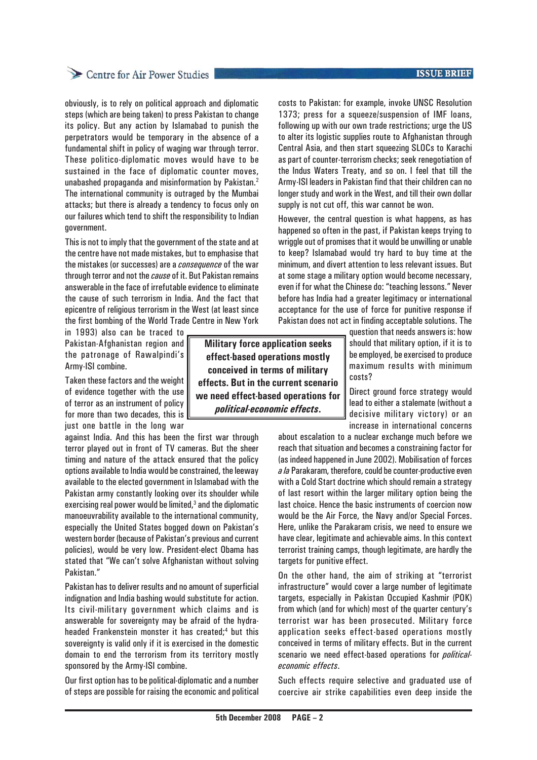obviously, is to rely on political approach and diplomatic steps (which are being taken) to press Pakistan to change its policy. But any action by Islamabad to punish the perpetrators would be temporary in the absence of a fundamental shift in policy of waging war through terror. These politico-diplomatic moves would have to be sustained in the face of diplomatic counter moves, unabashed propaganda and misinformation by Pakistan.[2] The international community is outraged by the Mumbai attacks; but there is already a tendency to focus only on our failures which tend to shift the responsibility to Indian government.

This is not to imply that the government of the state and at the centre have not made mistakes, but to emphasise that the mistakes (or successes) are a *consequence* of the war through terror and not the *cause* of it. But Pakistan remains answerable in the face of irrefutable evidence to eliminate the cause of such terrorism in India. And the fact that epicentre of religious terrorism in the West (at least since the first bombing of the World Trade Centre in New York in 1993) also can be traced to Pakistan-Afghanistan region and the patronage of Rawalpindi's Army-ISI combine.

Taken these factors and the weight of evidence together with the use of terror as an instrument of policy for more than two decades, this is just one battle in the long war against India. And this has been the first war through terror played out in front of TV cameras. But the sheer timing and nature of the attack ensured that the policy options available to India would be constrained, the leeway available to the elected government in Islamabad with the Pakistan army constantly looking over its shoulder while exercising real power would be limited,[3] and the diplomatic manoeuvrability available to the international community, especially the United States bogged down on Pakistan's western border (because of Pakistan's previous and current policies), would be very low. President-elect Obama has stated that "We can't solve Afghanistan without solving Pakistan."

Pakistan has to deliver results and no amount of superficial indignation and India bashing would substitute for action. Its civil-military government which claims and is answerable for sovereignty may be afraid of the hydra-headed Frankenstein monster it has created;[4] but this sovereignty is valid only if it is exercised in the domestic domain to end the terrorism from its territory mostly sponsored by the Army-ISI combine.

Our first option has to be political-diplomatic and a number of steps are possible for raising the economic and political costs to Pakistan: for example, invoke UNSC Resolution 1373; press for a squeeze/suspension of IMF loans, following up with our own trade restrictions; urge the US to alter its logistic supplies route to Afghanistan through Central Asia, and then start squeezing SLOCs to Karachi as part of counter-terrorism checks; seek renegotiation of the Indus Waters Treaty, and so on. I feel that till the Army-ISI leaders in Pakistan find that their children can no longer study and work in the West, and till their own dollar supply is not cut off, this war cannot be won.

However, the central question is what happens, as has happened so often in the past, if Pakistan keeps trying to wriggle out of promises that it would be unwilling or unable to keep? Islamabad would try hard to buy time at the minimum, and divert attention to less relevant issues. But at some stage a military option would become necessary, even if for what the Chinese do: "teaching lessons." Never before has India had a greater legitimacy or international acceptance for the use of force for punitive response if Pakistan does not act in finding acceptable solutions. The question that needs answers is: how should that military option, if it is to be employed, be exercised to produce maximum results with minimum costs?

**Military force application seeks effect-based operations mostly conceived in terms of military effects. But in the current scenario we need effect-based operations for *political-economic effects*.**

Direct ground force strategy would lead to either a stalemate (without a decisive military victory) or an increase in international concerns about escalation to a nuclear exchange much before we reach that situation and becomes a constraining factor for (as indeed happened in June 2002). Mobilisation of forces *a la* Parakaram, therefore, could be counter-productive even with a Cold Start doctrine which should remain a strategy of last resort within the larger military option being the last choice. Hence the basic instruments of coercion now would be the Air Force, the Navy and/or Special Forces. Here, unlike the Parakaram crisis, we need to ensure we have clear, legitimate and achievable aims. In this context terrorist training camps, though legitimate, are hardly the targets for punitive effect.

On the other hand, the aim of striking at "terrorist infrastructure" would cover a large number of legitimate targets, especially in Pakistan Occupied Kashmir (POK) from which (and for which) most of the quarter century's terrorist war has been prosecuted. Military force application seeks effect-based operations mostly conceived in terms of military effects. But in the current scenario we need effect-based operations for *political-economic effects*.

Such effects require selective and graduated use of coercive air strike capabilities even deep inside the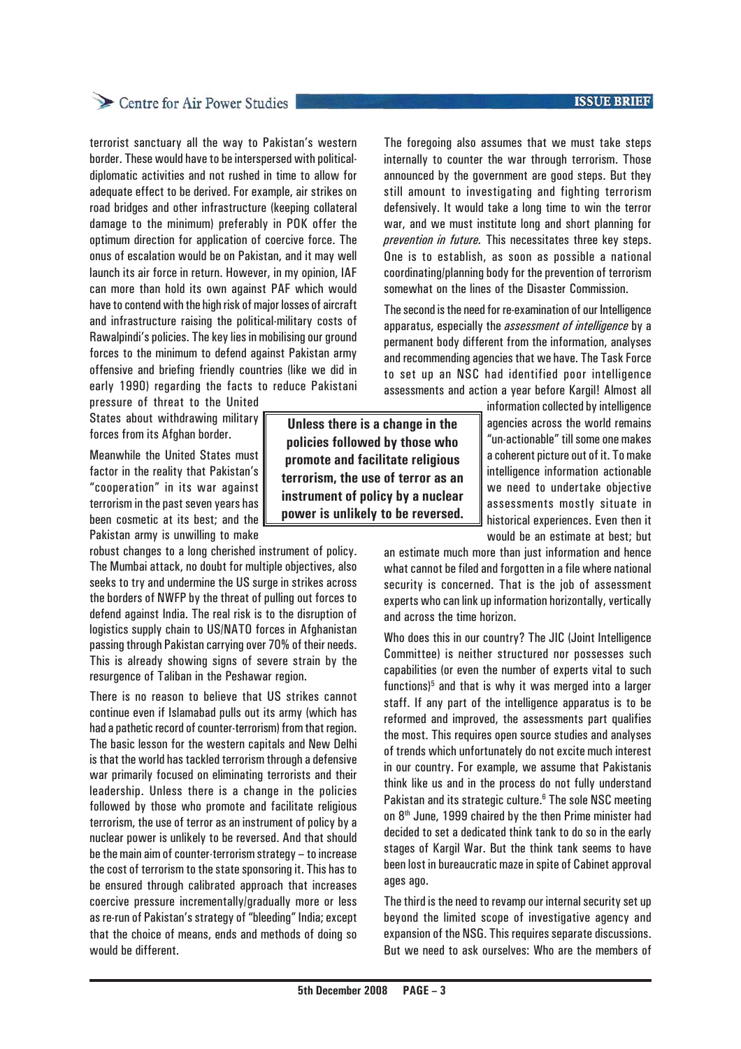terrorist sanctuary all the way to Pakistan's western border. These would have to be interspersed with political-diplomatic activities and not rushed in time to allow for adequate effect to be derived. For example, air strikes on road bridges and other infrastructure (keeping collateral damage to the minimum) preferably in POK offer the optimum direction for application of coercive force. The onus of escalation would be on Pakistan, and it may well launch its air force in return. However, in my opinion, IAF can more than hold its own against PAF which would have to contend with the high risk of major losses of aircraft and infrastructure raising the political-military costs of Rawalpindi's policies. The key lies in mobilising our ground forces to the minimum to defend against Pakistan army offensive and briefing friendly countries (like we did in early 1990) regarding the facts to reduce Pakistani pressure of threat to the United States about withdrawing military forces from its Afghan border.

Meanwhile the United States must factor in the reality that Pakistan's "cooperation" in its war against terrorism in the past seven years has been cosmetic at its best; and the Pakistan army is unwilling to make robust changes to a long cherished instrument of policy. The Mumbai attack, no doubt for multiple objectives, also seeks to try and undermine the US surge in strikes across the borders of NWFP by the threat of pulling out forces to defend against India. The real risk is to the disruption of logistics supply chain to US/NATO forces in Afghanistan passing through Pakistan carrying over 70% of their needs. This is already showing signs of severe strain by the resurgence of Taliban in the Peshawar region.

There is no reason to believe that US strikes cannot continue even if Islamabad pulls out its army (which has had a pathetic record of counter-terrorism) from that region. The basic lesson for the western capitals and New Delhi is that the world has tackled terrorism through a defensive war primarily focused on eliminating terrorists and their leadership. Unless there is a change in the policies followed by those who promote and facilitate religious terrorism, the use of terror as an instrument of policy by a nuclear power is unlikely to be reversed. And that should be the main aim of counter-terrorism strategy – to increase the cost of terrorism to the state sponsoring it. This has to be ensured through calibrated approach that increases coercive pressure incrementally/gradually more or less as re-run of Pakistan's strategy of "bleeding" India; except that the choice of means, ends and methods of doing so would be different.

> **Unless there is a change in the policies followed by those who promote and facilitate religious terrorism, the use of terror as an instrument of policy by a nuclear power is unlikely to be reversed.**

The foregoing also assumes that we must take steps internally to counter the war through terrorism. Those announced by the government are good steps. But they still amount to investigating and fighting terrorism defensively. It would take a long time to win the terror war, and we must institute long and short planning for *prevention in future.* This necessitates three key steps. One is to establish, as soon as possible a national coordinating/planning body for the prevention of terrorism somewhat on the lines of the Disaster Commission.

The second is the need for re-examination of our Intelligence apparatus, especially the *assessment of intelligence* by a permanent body different from the information, analyses and recommending agencies that we have. The Task Force to set up an NSC had identified poor intelligence assessments and action a year before Kargil! Almost all information collected by intelligence agencies across the world remains "un-actionable" till some one makes a coherent picture out of it. To make intelligence information actionable we need to undertake objective assessments mostly situate in historical experiences. Even then it would be an estimate at best; but an estimate much more than just information and hence what cannot be filed and forgotten in a file where national security is concerned. That is the job of assessment experts who can link up information horizontally, vertically and across the time horizon.

Who does this in our country? The JIC (Joint Intelligence Committee) is neither structured nor possesses such capabilities (or even the number of experts vital to such functions)[5] and that is why it was merged into a larger staff. If any part of the intelligence apparatus is to be reformed and improved, the assessments part qualifies the most. This requires open source studies and analyses of trends which unfortunately do not excite much interest in our country. For example, we assume that Pakistanis think like us and in the process do not fully understand Pakistan and its strategic culture.[6] The sole NSC meeting on 8th June, 1999 chaired by the then Prime minister had decided to set a dedicated think tank to do so in the early stages of Kargil War. But the think tank seems to have been lost in bureaucratic maze in spite of Cabinet approval ages ago.

The third is the need to revamp our internal security set up beyond the limited scope of investigative agency and expansion of the NSG. This requires separate discussions. But we need to ask ourselves: Who are the members of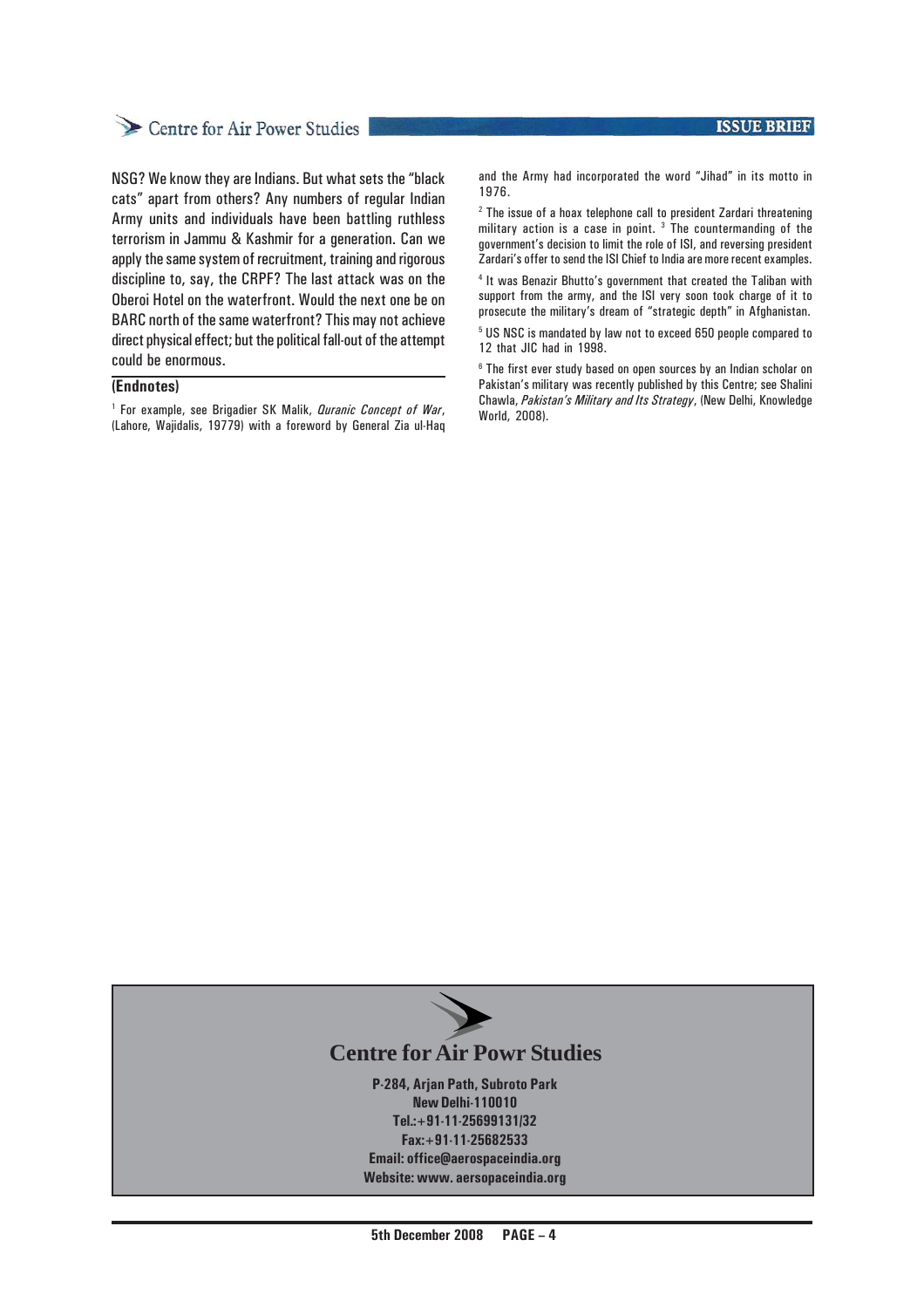NSG? We know they are Indians. But what sets the "black cats" apart from others? Any numbers of regular Indian Army units and individuals have been battling ruthless terrorism in Jammu & Kashmir for a generation. Can we apply the same system of recruitment, training and rigorous discipline to, say, the CRPF? The last attack was on the Oberoi Hotel on the waterfront. Would the next one be on BARC north of the same waterfront? This may not achieve direct physical effect; but the political fall-out of the attempt could be enormous.

**(Endnotes)**

[1] For example, see Brigadier SK Malik, *Quranic Concept of War*, (Lahore, Wajidalis, 19779) with a foreword by General Zia ul-Haq and the Army had incorporated the word "Jihad" in its motto in 1976.

[2] The issue of a hoax telephone call to president Zardari threatening military action is a case in point. [3] The countermanding of the government's decision to limit the role of ISI, and reversing president Zardari's offer to send the ISI Chief to India are more recent examples.

[4] It was Benazir Bhutto's government that created the Taliban with support from the army, and the ISI very soon took charge of it to prosecute the military's dream of "strategic depth" in Afghanistan.

[5] US NSC is mandated by law not to exceed 650 people compared to 12 that JIC had in 1998.

[6] The first ever study based on open sources by an Indian scholar on Pakistan's military was recently published by this Centre; see Shalini Chawla, *Pakistan's Military and Its Strategy*, (New Delhi, Knowledge World, 2008).

**Centre for Air Powr Studies**

**P-284, Arjan Path, Subroto Park**
**New Delhi-110010**
**Tel.:+91-11-25699131/32**
**Fax:+91-11-25682533**
**Email: office@aerospaceindia.org**
**Website: www. aersopaceindia.org**

**5th December 2008**